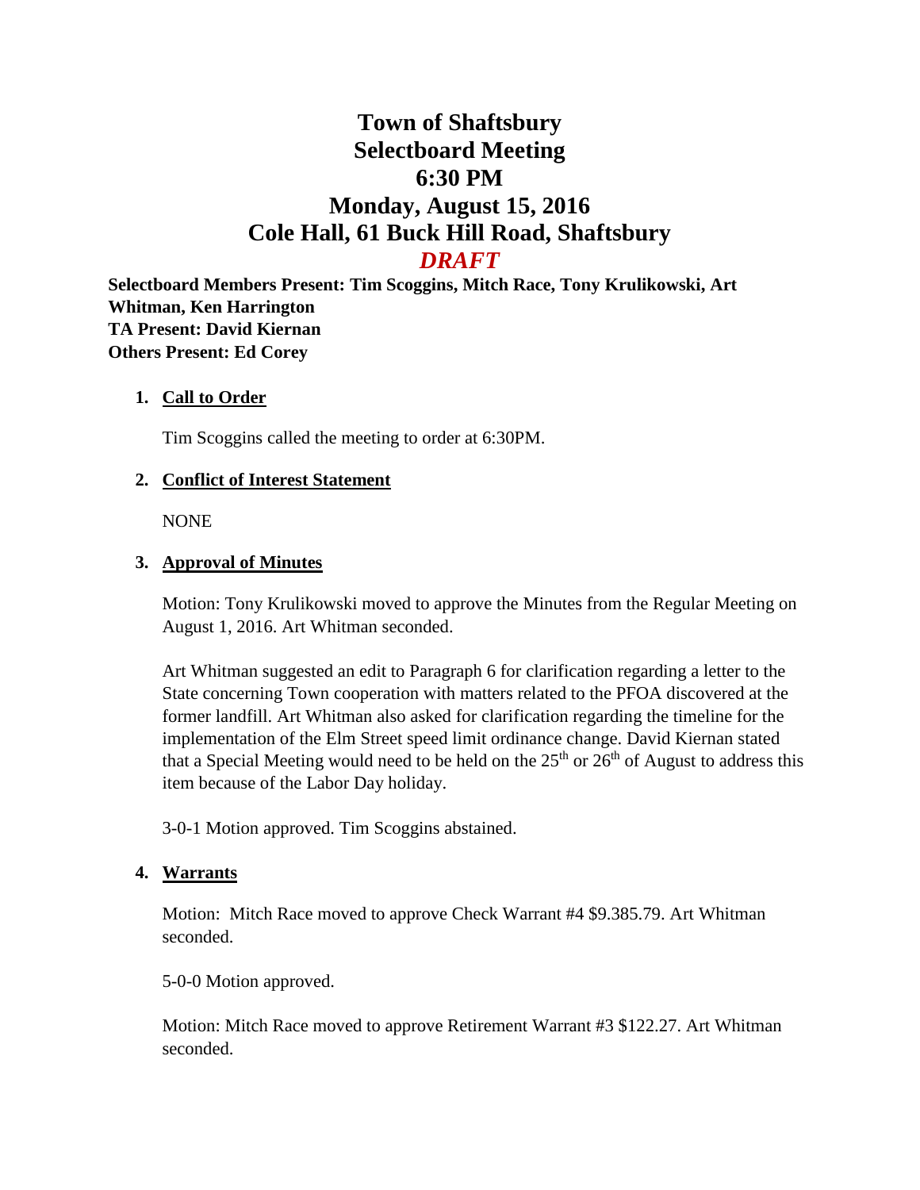# Town of Shaftsbury
# Selectboard Meeting
# 6:30 PM
# Monday, August 15, 2016
# Cole Hall, 61 Buck Hill Road, Shaftsbury

## *DRAFT*

**Selectboard Members Present: Tim Scoggins, Mitch Race, Tony Krulikowski, Art Whitman, Ken Harrington**
**TA Present: David Kiernan**
**Others Present: Ed Corey**

1. **Call to Order**

   Tim Scoggins called the meeting to order at 6:30PM.

2. **Conflict of Interest Statement**

   NONE

3. **Approval of Minutes**

   Motion: Tony Krulikowski moved to approve the Minutes from the Regular Meeting on August 1, 2016. Art Whitman seconded.

   Art Whitman suggested an edit to Paragraph 6 for clarification regarding a letter to the State concerning Town cooperation with matters related to the PFOA discovered at the former landfill. Art Whitman also asked for clarification regarding the timeline for the implementation of the Elm Street speed limit ordinance change. David Kiernan stated that a Special Meeting would need to be held on the 25th or 26th of August to address this item because of the Labor Day holiday.

   3-0-1 Motion approved. Tim Scoggins abstained.

4. **Warrants**

   Motion: Mitch Race moved to approve Check Warrant #4 $9.385.79. Art Whitman seconded.

   5-0-0 Motion approved.

   Motion: Mitch Race moved to approve Retirement Warrant #3 $122.27. Art Whitman seconded.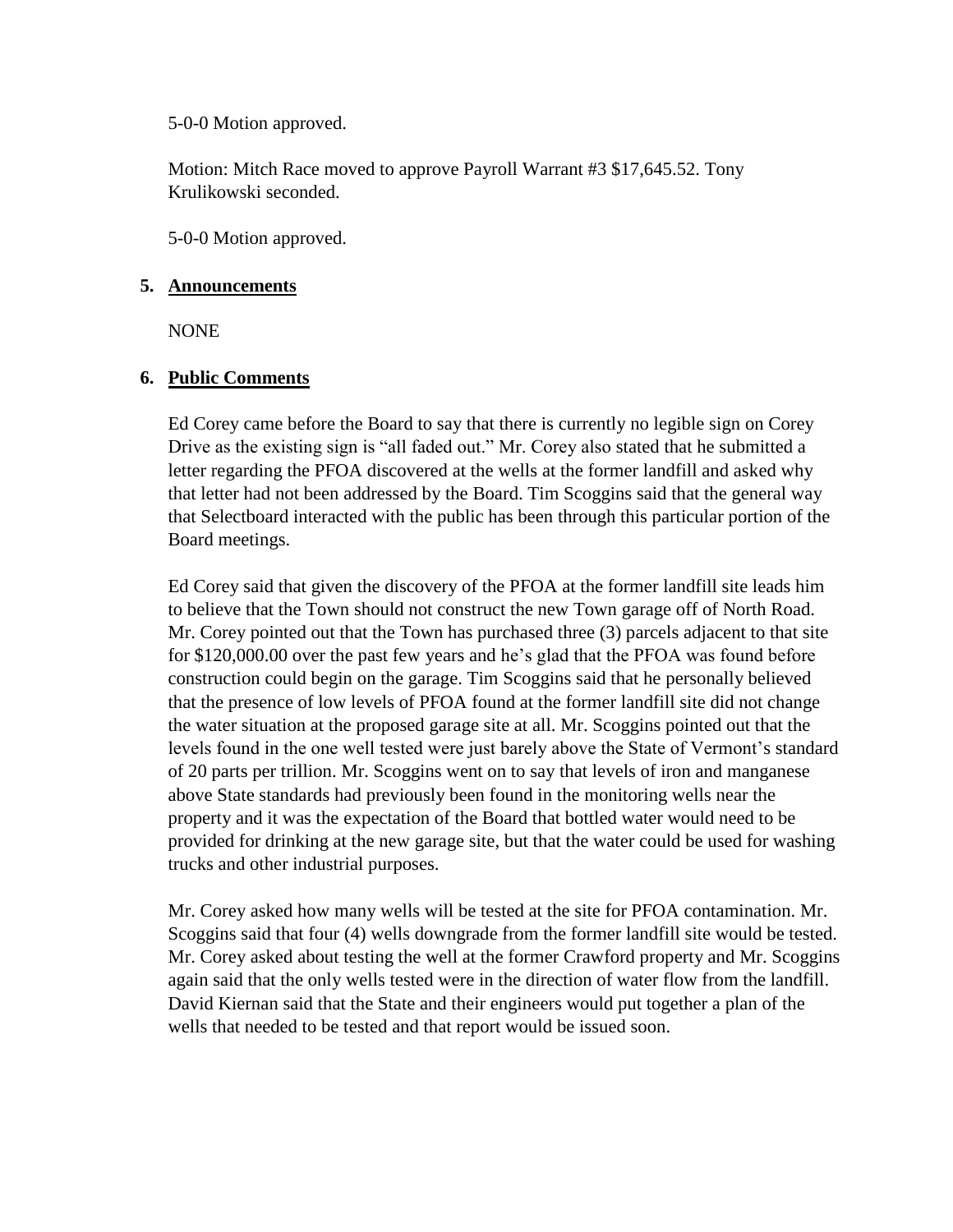5-0-0 Motion approved.

Motion: Mitch Race moved to approve Payroll Warrant #3 $17,645.52. Tony Krulikowski seconded.

5-0-0 Motion approved.

**5. Announcements**

NONE

**6. Public Comments**

Ed Corey came before the Board to say that there is currently no legible sign on Corey Drive as the existing sign is "all faded out." Mr. Corey also stated that he submitted a letter regarding the PFOA discovered at the wells at the former landfill and asked why that letter had not been addressed by the Board. Tim Scoggins said that the general way that Selectboard interacted with the public has been through this particular portion of the Board meetings.

Ed Corey said that given the discovery of the PFOA at the former landfill site leads him to believe that the Town should not construct the new Town garage off of North Road. Mr. Corey pointed out that the Town has purchased three (3) parcels adjacent to that site for $120,000.00 over the past few years and he's glad that the PFOA was found before construction could begin on the garage. Tim Scoggins said that he personally believed that the presence of low levels of PFOA found at the former landfill site did not change the water situation at the proposed garage site at all. Mr. Scoggins pointed out that the levels found in the one well tested were just barely above the State of Vermont's standard of 20 parts per trillion. Mr. Scoggins went on to say that levels of iron and manganese above State standards had previously been found in the monitoring wells near the property and it was the expectation of the Board that bottled water would need to be provided for drinking at the new garage site, but that the water could be used for washing trucks and other industrial purposes.

Mr. Corey asked how many wells will be tested at the site for PFOA contamination. Mr. Scoggins said that four (4) wells downgrade from the former landfill site would be tested. Mr. Corey asked about testing the well at the former Crawford property and Mr. Scoggins again said that the only wells tested were in the direction of water flow from the landfill. David Kiernan said that the State and their engineers would put together a plan of the wells that needed to be tested and that report would be issued soon.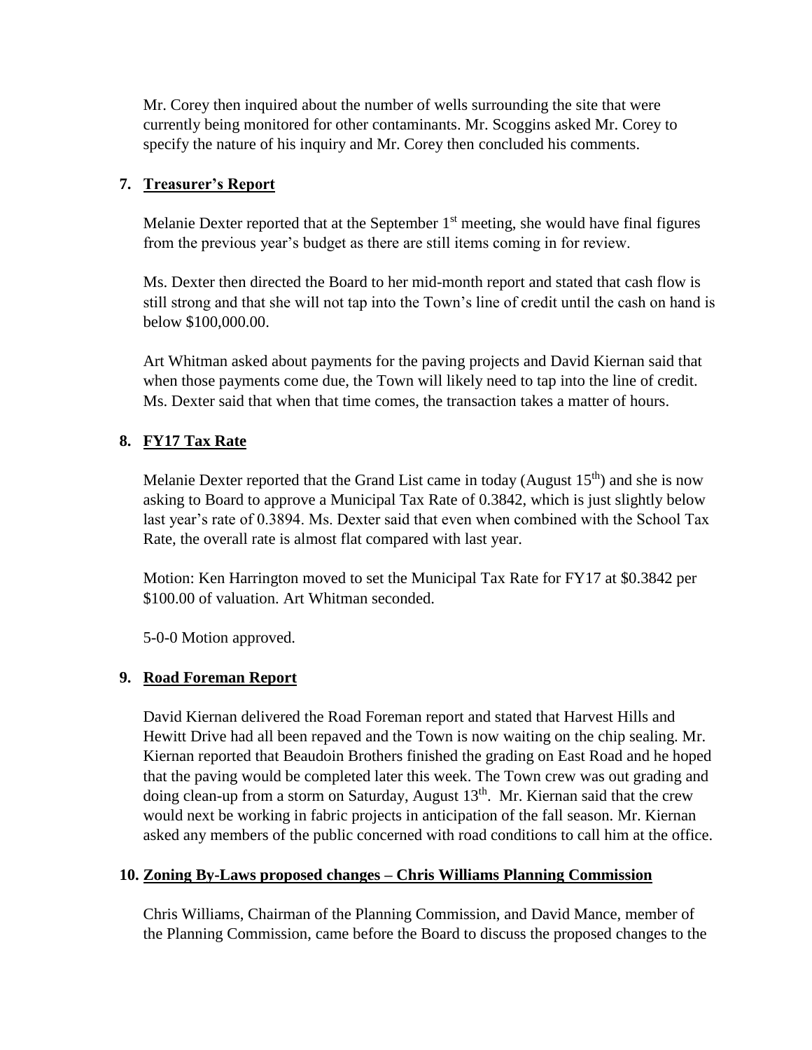Mr. Corey then inquired about the number of wells surrounding the site that were currently being monitored for other contaminants. Mr. Scoggins asked Mr. Corey to specify the nature of his inquiry and Mr. Corey then concluded his comments.

**7. Treasurer's Report**

Melanie Dexter reported that at the September 1st meeting, she would have final figures from the previous year's budget as there are still items coming in for review.

Ms. Dexter then directed the Board to her mid-month report and stated that cash flow is still strong and that she will not tap into the Town's line of credit until the cash on hand is below $100,000.00.

Art Whitman asked about payments for the paving projects and David Kiernan said that when those payments come due, the Town will likely need to tap into the line of credit. Ms. Dexter said that when that time comes, the transaction takes a matter of hours.

**8. FY17 Tax Rate**

Melanie Dexter reported that the Grand List came in today (August 15th) and she is now asking to Board to approve a Municipal Tax Rate of 0.3842, which is just slightly below last year's rate of 0.3894. Ms. Dexter said that even when combined with the School Tax Rate, the overall rate is almost flat compared with last year.

Motion: Ken Harrington moved to set the Municipal Tax Rate for FY17 at $0.3842 per $100.00 of valuation. Art Whitman seconded.

5-0-0 Motion approved.

**9. Road Foreman Report**

David Kiernan delivered the Road Foreman report and stated that Harvest Hills and Hewitt Drive had all been repaved and the Town is now waiting on the chip sealing. Mr. Kiernan reported that Beaudoin Brothers finished the grading on East Road and he hoped that the paving would be completed later this week. The Town crew was out grading and doing clean-up from a storm on Saturday, August 13th. Mr. Kiernan said that the crew would next be working in fabric projects in anticipation of the fall season. Mr. Kiernan asked any members of the public concerned with road conditions to call him at the office.

**10. Zoning By-Laws proposed changes – Chris Williams Planning Commission**

Chris Williams, Chairman of the Planning Commission, and David Mance, member of the Planning Commission, came before the Board to discuss the proposed changes to the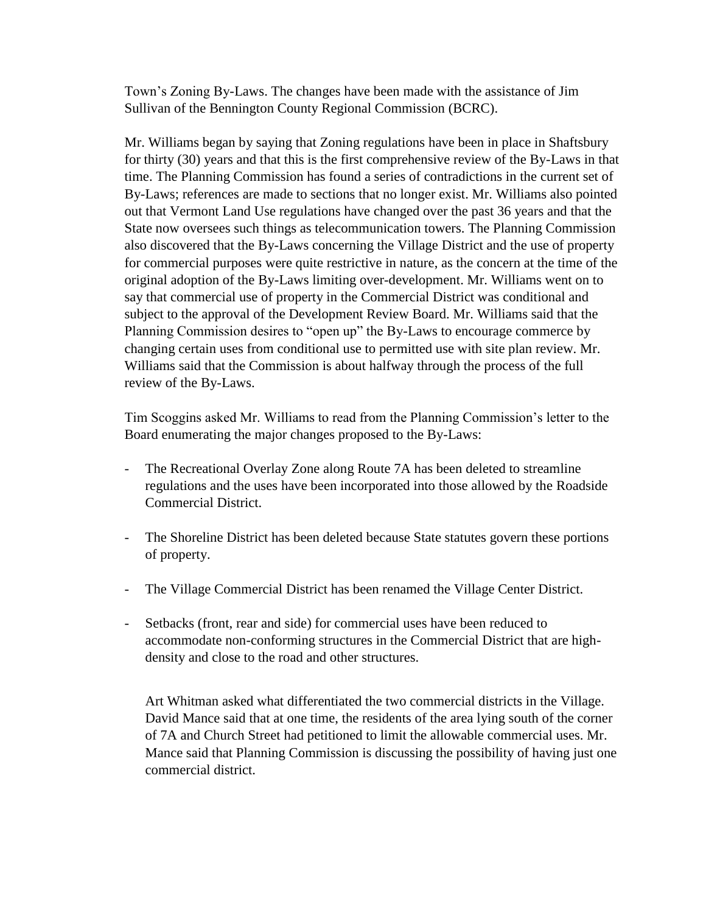Town's Zoning By-Laws. The changes have been made with the assistance of Jim Sullivan of the Bennington County Regional Commission (BCRC).

Mr. Williams began by saying that Zoning regulations have been in place in Shaftsbury for thirty (30) years and that this is the first comprehensive review of the By-Laws in that time. The Planning Commission has found a series of contradictions in the current set of By-Laws; references are made to sections that no longer exist. Mr. Williams also pointed out that Vermont Land Use regulations have changed over the past 36 years and that the State now oversees such things as telecommunication towers. The Planning Commission also discovered that the By-Laws concerning the Village District and the use of property for commercial purposes were quite restrictive in nature, as the concern at the time of the original adoption of the By-Laws limiting over-development. Mr. Williams went on to say that commercial use of property in the Commercial District was conditional and subject to the approval of the Development Review Board. Mr. Williams said that the Planning Commission desires to "open up" the By-Laws to encourage commerce by changing certain uses from conditional use to permitted use with site plan review. Mr. Williams said that the Commission is about halfway through the process of the full review of the By-Laws.

Tim Scoggins asked Mr. Williams to read from the Planning Commission's letter to the Board enumerating the major changes proposed to the By-Laws:

- The Recreational Overlay Zone along Route 7A has been deleted to streamline regulations and the uses have been incorporated into those allowed by the Roadside Commercial District.

- The Shoreline District has been deleted because State statutes govern these portions of property.

- The Village Commercial District has been renamed the Village Center District.

- Setbacks (front, rear and side) for commercial uses have been reduced to accommodate non-conforming structures in the Commercial District that are high-density and close to the road and other structures.

Art Whitman asked what differentiated the two commercial districts in the Village. David Mance said that at one time, the residents of the area lying south of the corner of 7A and Church Street had petitioned to limit the allowable commercial uses. Mr. Mance said that Planning Commission is discussing the possibility of having just one commercial district.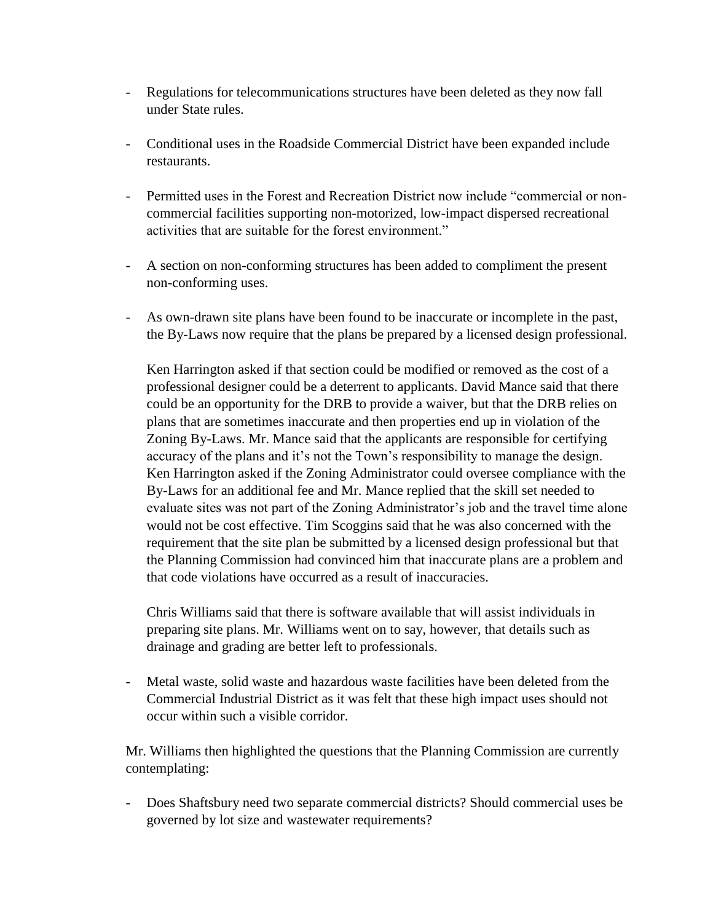- Regulations for telecommunications structures have been deleted as they now fall under State rules.

- Conditional uses in the Roadside Commercial District have been expanded include restaurants.

- Permitted uses in the Forest and Recreation District now include "commercial or non-commercial facilities supporting non-motorized, low-impact dispersed recreational activities that are suitable for the forest environment."

- A section on non-conforming structures has been added to compliment the present non-conforming uses.

- As own-drawn site plans have been found to be inaccurate or incomplete in the past, the By-Laws now require that the plans be prepared by a licensed design professional.

  Ken Harrington asked if that section could be modified or removed as the cost of a professional designer could be a deterrent to applicants. David Mance said that there could be an opportunity for the DRB to provide a waiver, but that the DRB relies on plans that are sometimes inaccurate and then properties end up in violation of the Zoning By-Laws. Mr. Mance said that the applicants are responsible for certifying accuracy of the plans and it's not the Town's responsibility to manage the design. Ken Harrington asked if the Zoning Administrator could oversee compliance with the By-Laws for an additional fee and Mr. Mance replied that the skill set needed to evaluate sites was not part of the Zoning Administrator's job and the travel time alone would not be cost effective. Tim Scoggins said that he was also concerned with the requirement that the site plan be submitted by a licensed design professional but that the Planning Commission had convinced him that inaccurate plans are a problem and that code violations have occurred as a result of inaccuracies.

  Chris Williams said that there is software available that will assist individuals in preparing site plans. Mr. Williams went on to say, however, that details such as drainage and grading are better left to professionals.

- Metal waste, solid waste and hazardous waste facilities have been deleted from the Commercial Industrial District as it was felt that these high impact uses should not occur within such a visible corridor.

Mr. Williams then highlighted the questions that the Planning Commission are currently contemplating:

- Does Shaftsbury need two separate commercial districts? Should commercial uses be governed by lot size and wastewater requirements?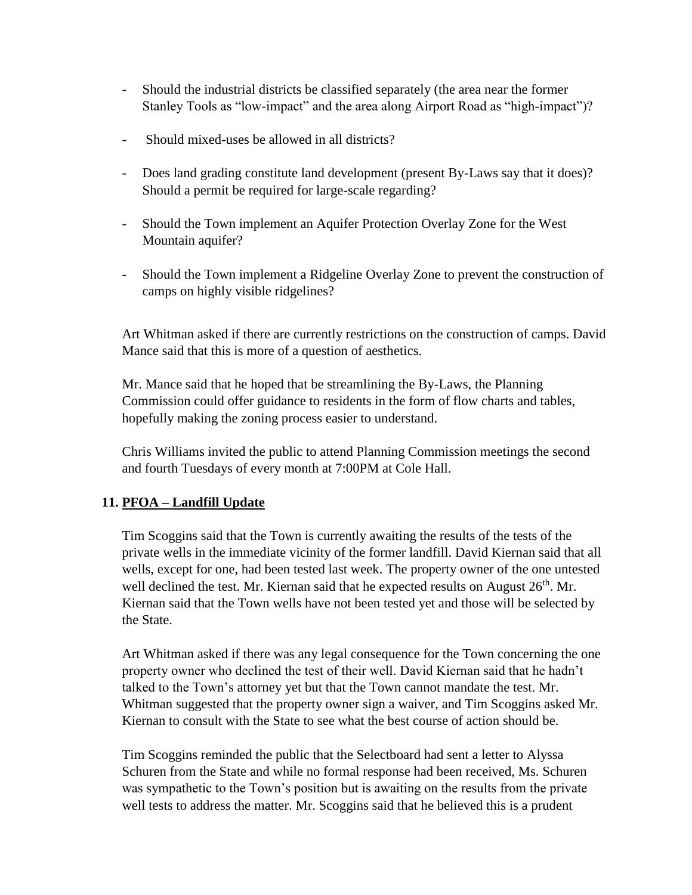- Should the industrial districts be classified separately (the area near the former Stanley Tools as "low-impact" and the area along Airport Road as "high-impact")?
- Should mixed-uses be allowed in all districts?
- Does land grading constitute land development (present By-Laws say that it does)? Should a permit be required for large-scale regarding?
- Should the Town implement an Aquifer Protection Overlay Zone for the West Mountain aquifer?
- Should the Town implement a Ridgeline Overlay Zone to prevent the construction of camps on highly visible ridgelines?

Art Whitman asked if there are currently restrictions on the construction of camps. David Mance said that this is more of a question of aesthetics.

Mr. Mance said that he hoped that be streamlining the By-Laws, the Planning Commission could offer guidance to residents in the form of flow charts and tables, hopefully making the zoning process easier to understand.

Chris Williams invited the public to attend Planning Commission meetings the second and fourth Tuesdays of every month at 7:00PM at Cole Hall.

### 11. PFOA – Landfill Update

Tim Scoggins said that the Town is currently awaiting the results of the tests of the private wells in the immediate vicinity of the former landfill. David Kiernan said that all wells, except for one, had been tested last week. The property owner of the one untested well declined the test. Mr. Kiernan said that he expected results on August 26th. Mr. Kiernan said that the Town wells have not been tested yet and those will be selected by the State.

Art Whitman asked if there was any legal consequence for the Town concerning the one property owner who declined the test of their well. David Kiernan said that he hadn't talked to the Town's attorney yet but that the Town cannot mandate the test. Mr. Whitman suggested that the property owner sign a waiver, and Tim Scoggins asked Mr. Kiernan to consult with the State to see what the best course of action should be.

Tim Scoggins reminded the public that the Selectboard had sent a letter to Alyssa Schuren from the State and while no formal response had been received, Ms. Schuren was sympathetic to the Town's position but is awaiting on the results from the private well tests to address the matter. Mr. Scoggins said that he believed this is a prudent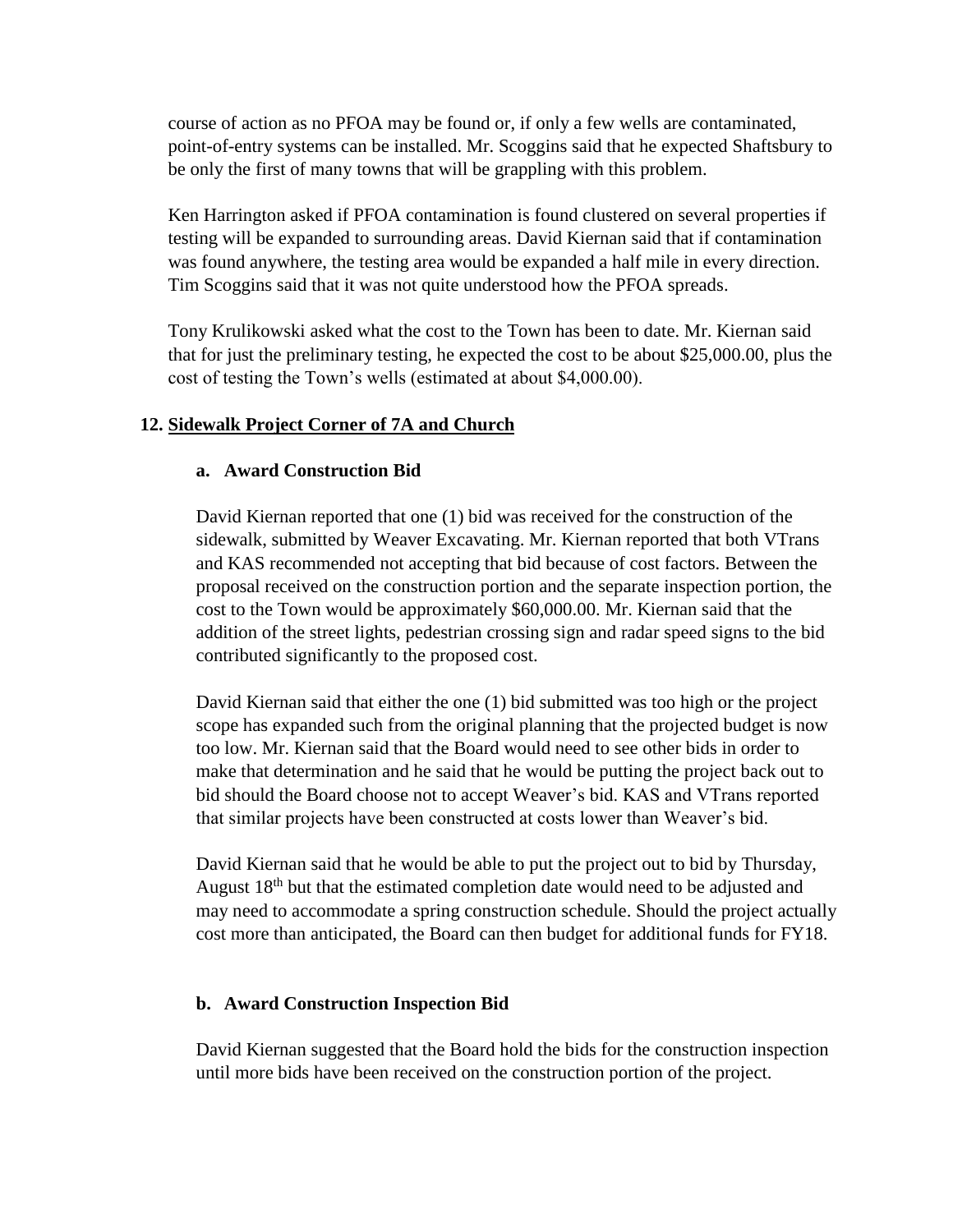course of action as no PFOA may be found or, if only a few wells are contaminated, point-of-entry systems can be installed. Mr. Scoggins said that he expected Shaftsbury to be only the first of many towns that will be grappling with this problem.

Ken Harrington asked if PFOA contamination is found clustered on several properties if testing will be expanded to surrounding areas. David Kiernan said that if contamination was found anywhere, the testing area would be expanded a half mile in every direction. Tim Scoggins said that it was not quite understood how the PFOA spreads.

Tony Krulikowski asked what the cost to the Town has been to date. Mr. Kiernan said that for just the preliminary testing, he expected the cost to be about \$25,000.00, plus the cost of testing the Town's wells (estimated at about \$4,000.00).

## 12. Sidewalk Project Corner of 7A and Church

### a. Award Construction Bid

David Kiernan reported that one (1) bid was received for the construction of the sidewalk, submitted by Weaver Excavating. Mr. Kiernan reported that both VTrans and KAS recommended not accepting that bid because of cost factors. Between the proposal received on the construction portion and the separate inspection portion, the cost to the Town would be approximately \$60,000.00. Mr. Kiernan said that the addition of the street lights, pedestrian crossing sign and radar speed signs to the bid contributed significantly to the proposed cost.

David Kiernan said that either the one (1) bid submitted was too high or the project scope has expanded such from the original planning that the projected budget is now too low. Mr. Kiernan said that the Board would need to see other bids in order to make that determination and he said that he would be putting the project back out to bid should the Board choose not to accept Weaver's bid. KAS and VTrans reported that similar projects have been constructed at costs lower than Weaver's bid.

David Kiernan said that he would be able to put the project out to bid by Thursday, August 18th but that the estimated completion date would need to be adjusted and may need to accommodate a spring construction schedule. Should the project actually cost more than anticipated, the Board can then budget for additional funds for FY18.

### b. Award Construction Inspection Bid

David Kiernan suggested that the Board hold the bids for the construction inspection until more bids have been received on the construction portion of the project.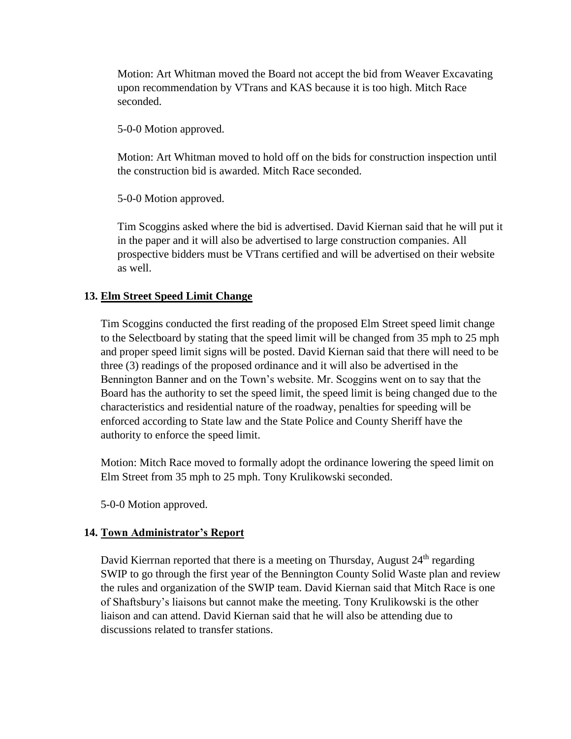Motion: Art Whitman moved the Board not accept the bid from Weaver Excavating upon recommendation by VTrans and KAS because it is too high. Mitch Race seconded.

5-0-0 Motion approved.

Motion: Art Whitman moved to hold off on the bids for construction inspection until the construction bid is awarded. Mitch Race seconded.

5-0-0 Motion approved.

Tim Scoggins asked where the bid is advertised. David Kiernan said that he will put it in the paper and it will also be advertised to large construction companies. All prospective bidders must be VTrans certified and will be advertised on their website as well.

### 13. Elm Street Speed Limit Change

Tim Scoggins conducted the first reading of the proposed Elm Street speed limit change to the Selectboard by stating that the speed limit will be changed from 35 mph to 25 mph and proper speed limit signs will be posted. David Kiernan said that there will need to be three (3) readings of the proposed ordinance and it will also be advertised in the Bennington Banner and on the Town's website. Mr. Scoggins went on to say that the Board has the authority to set the speed limit, the speed limit is being changed due to the characteristics and residential nature of the roadway, penalties for speeding will be enforced according to State law and the State Police and County Sheriff have the authority to enforce the speed limit.

Motion: Mitch Race moved to formally adopt the ordinance lowering the speed limit on Elm Street from 35 mph to 25 mph. Tony Krulikowski seconded.

5-0-0 Motion approved.

### 14. Town Administrator's Report

David Kierrnan reported that there is a meeting on Thursday, August 24th regarding SWIP to go through the first year of the Bennington County Solid Waste plan and review the rules and organization of the SWIP team. David Kiernan said that Mitch Race is one of Shaftsbury's liaisons but cannot make the meeting. Tony Krulikowski is the other liaison and can attend. David Kiernan said that he will also be attending due to discussions related to transfer stations.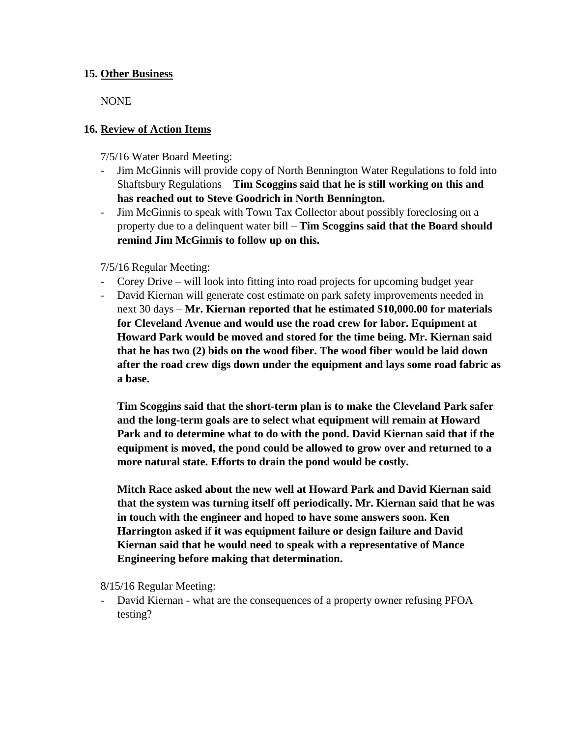**15. <u>Other Business</u>**

NONE

**16. <u>Review of Action Items</u>**

7/5/16 Water Board Meeting:

- Jim McGinnis will provide copy of North Bennington Water Regulations to fold into Shaftsbury Regulations – **Tim Scoggins said that he is still working on this and has reached out to Steve Goodrich in North Bennington.**
- Jim McGinnis to speak with Town Tax Collector about possibly foreclosing on a property due to a delinquent water bill – **Tim Scoggins said that the Board should remind Jim McGinnis to follow up on this.**

7/5/16 Regular Meeting:

- Corey Drive – will look into fitting into road projects for upcoming budget year
- David Kiernan will generate cost estimate on park safety improvements needed in next 30 days – **Mr. Kiernan reported that he estimated $10,000.00 for materials for Cleveland Avenue and would use the road crew for labor. Equipment at Howard Park would be moved and stored for the time being. Mr. Kiernan said that he has two (2) bids on the wood fiber. The wood fiber would be laid down after the road crew digs down under the equipment and lays some road fabric as a base.**

  **Tim Scoggins said that the short-term plan is to make the Cleveland Park safer and the long-term goals are to select what equipment will remain at Howard Park and to determine what to do with the pond. David Kiernan said that if the equipment is moved, the pond could be allowed to grow over and returned to a more natural state. Efforts to drain the pond would be costly.**

  **Mitch Race asked about the new well at Howard Park and David Kiernan said that the system was turning itself off periodically. Mr. Kiernan said that he was in touch with the engineer and hoped to have some answers soon. Ken Harrington asked if it was equipment failure or design failure and David Kiernan said that he would need to speak with a representative of Mance Engineering before making that determination.**

8/15/16 Regular Meeting:

- David Kiernan - what are the consequences of a property owner refusing PFOA testing?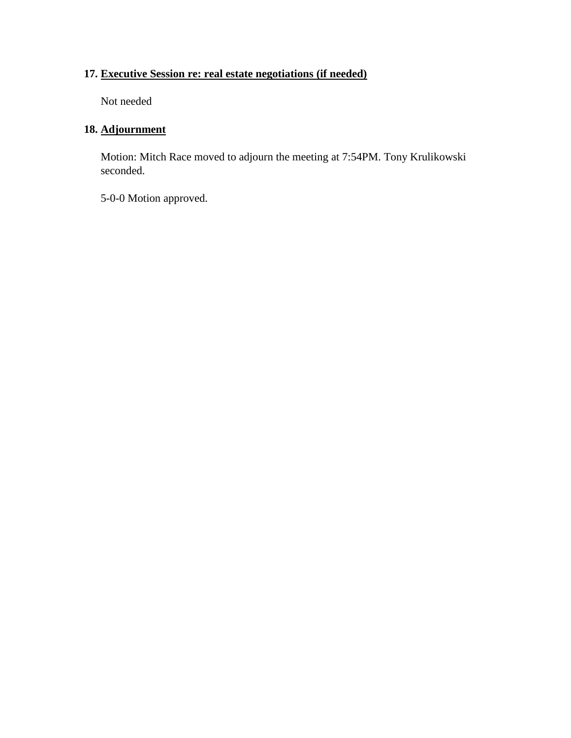**17. <u>Executive Session re: real estate negotiations (if needed)</u>**

Not needed

**18. <u>Adjournment</u>**

Motion: Mitch Race moved to adjourn the meeting at 7:54PM. Tony Krulikowski seconded.

5-0-0 Motion approved.